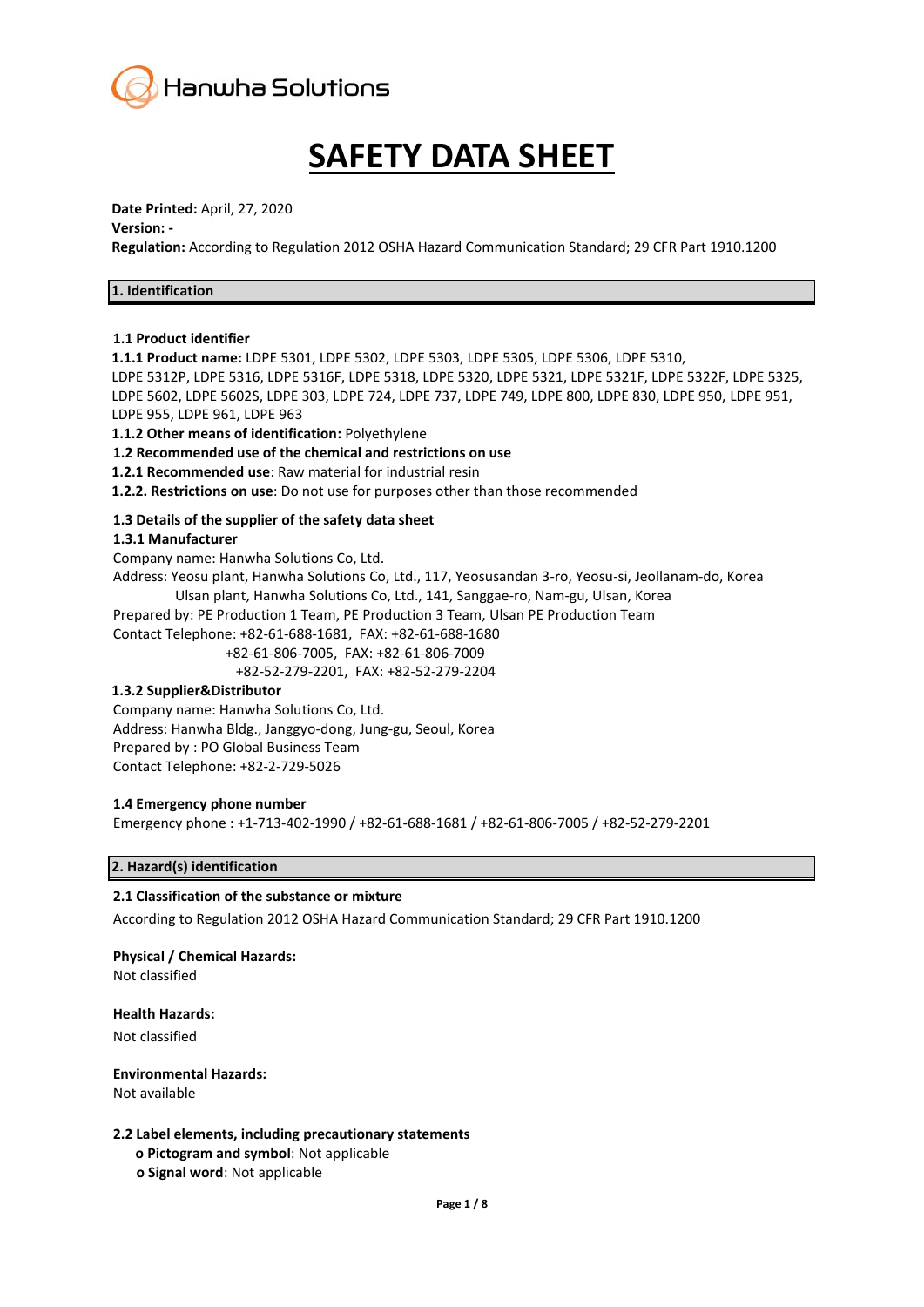Hanwha Solutions

# SAFETY DATA SHEET

**Date Printed:** April, 27, 2020
**Version:** -
**Regulation:** According to Regulation 2012 OSHA Hazard Communication Standard; 29 CFR Part 1910.1200

## 1. Identification

### 1.1 Product identifier

**1.1.1 Product name:** LDPE 5301, LDPE 5302, LDPE 5303, LDPE 5305, LDPE 5306, LDPE 5310, LDPE 5312P, LDPE 5316, LDPE 5316F, LDPE 5318, LDPE 5320, LDPE 5321, LDPE 5321F, LDPE 5322F, LDPE 5325, LDPE 5602, LDPE 5602S, LDPE 303, LDPE 724, LDPE 737, LDPE 749, LDPE 800, LDPE 830, LDPE 950, LDPE 951, LDPE 955, LDPE 961, LDPE 963

**1.1.2 Other means of identification:** Polyethylene

**1.2 Recommended use of the chemical and restrictions on use**

**1.2.1 Recommended use**: Raw material for industrial resin

**1.2.2. Restrictions on use**: Do not use for purposes other than those recommended

### 1.3 Details of the supplier of the safety data sheet

**1.3.1 Manufacturer**

Company name: Hanwha Solutions Co, Ltd.
Address: Yeosu plant, Hanwha Solutions Co, Ltd., 117, Yeosusandan 3-ro, Yeosu-si, Jeollanam-do, Korea
Ulsan plant, Hanwha Solutions Co, Ltd., 141, Sanggae-ro, Nam-gu, Ulsan, Korea
Prepared by: PE Production 1 Team, PE Production 3 Team, Ulsan PE Production Team
Contact Telephone: +82-61-688-1681, FAX: +82-61-688-1680
+82-61-806-7005, FAX: +82-61-806-7009
+82-52-279-2201, FAX: +82-52-279-2204

**1.3.2 Supplier&Distributor**

Company name: Hanwha Solutions Co, Ltd.
Address: Hanwha Bldg., Janggyo-dong, Jung-gu, Seoul, Korea
Prepared by : PO Global Business Team
Contact Telephone: +82-2-729-5026

### 1.4 Emergency phone number

Emergency phone : +1-713-402-1990 / +82-61-688-1681 / +82-61-806-7005 / +82-52-279-2201

## 2. Hazard(s) identification

### 2.1 Classification of the substance or mixture

According to Regulation 2012 OSHA Hazard Communication Standard; 29 CFR Part 1910.1200

**Physical / Chemical Hazards:**
Not classified

**Health Hazards:**
Not classified

**Environmental Hazards:**
Not available

### 2.2 Label elements, including precautionary statements

- **Pictogram and symbol**: Not applicable
- **Signal word**: Not applicable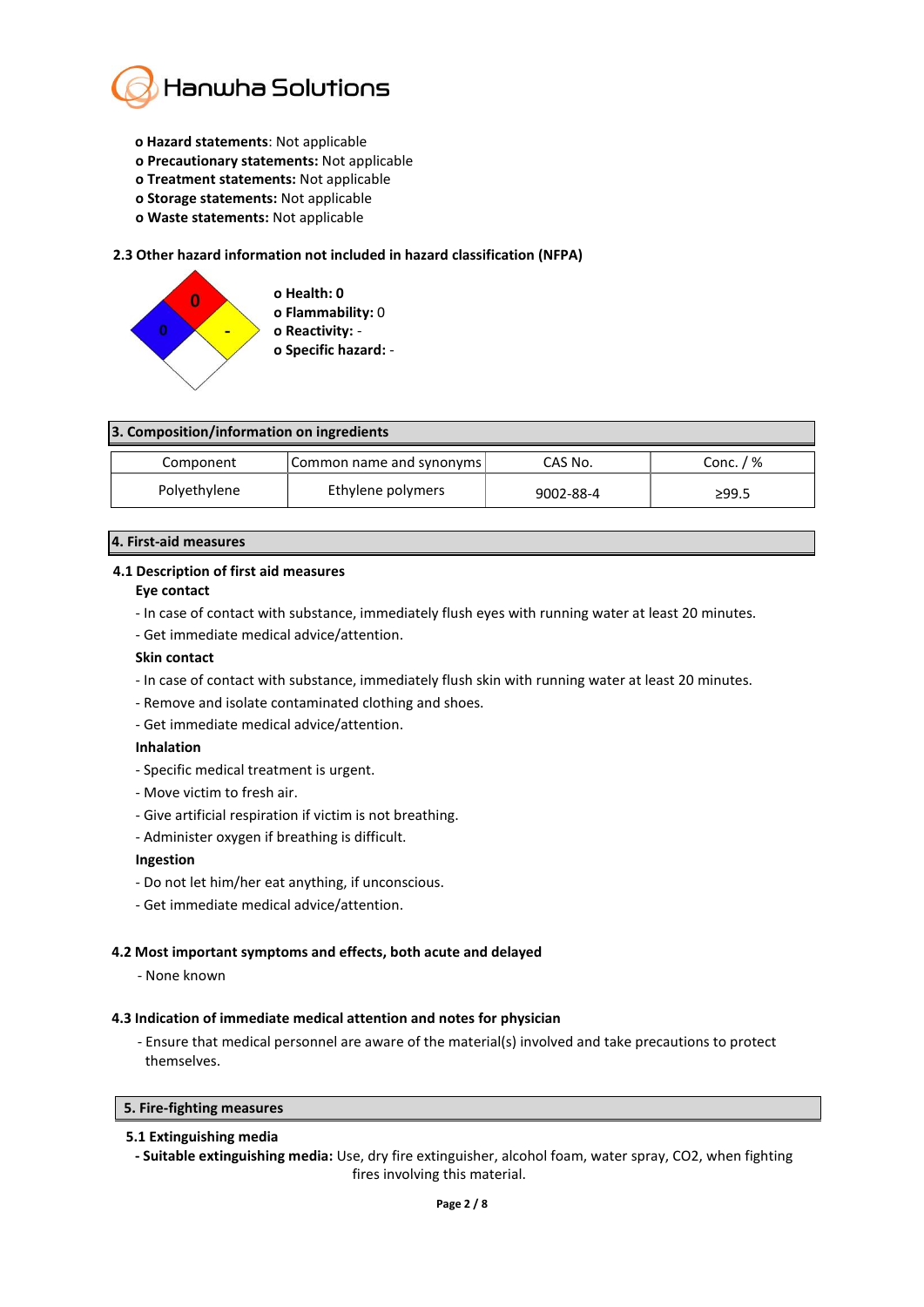- **Hazard statements**: Not applicable
- **Precautionary statements:** Not applicable
- **Treatment statements:** Not applicable
- **Storage statements:** Not applicable
- **Waste statements:** Not applicable

### 2.3 Other hazard information not included in hazard classification (NFPA)

- **Health: 0**
- **Flammability:** 0
- **Reactivity:** -
- **Specific hazard:** -

## 3. Composition/information on ingredients

| Component | Common name and synonyms | CAS No. | Conc. / % |
|---|---|---|---|
| Polyethylene | Ethylene polymers | 9002-88-4 | ≥99.5 |

## 4. First-aid measures

### 4.1 Description of first aid measures

**Eye contact**

- In case of contact with substance, immediately flush eyes with running water at least 20 minutes.
- Get immediate medical advice/attention.

**Skin contact**

- In case of contact with substance, immediately flush skin with running water at least 20 minutes.
- Remove and isolate contaminated clothing and shoes.
- Get immediate medical advice/attention.

**Inhalation**

- Specific medical treatment is urgent.
- Move victim to fresh air.
- Give artificial respiration if victim is not breathing.
- Administer oxygen if breathing is difficult.

**Ingestion**

- Do not let him/her eat anything, if unconscious.
- Get immediate medical advice/attention.

### 4.2 Most important symptoms and effects, both acute and delayed

- None known

### 4.3 Indication of immediate medical attention and notes for physician

- Ensure that medical personnel are aware of the material(s) involved and take precautions to protect themselves.

## 5. Fire-fighting measures

### 5.1 Extinguishing media

- **Suitable extinguishing media:** Use, dry fire extinguisher, alcohol foam, water spray, $CO_2$, when fighting fires involving this material.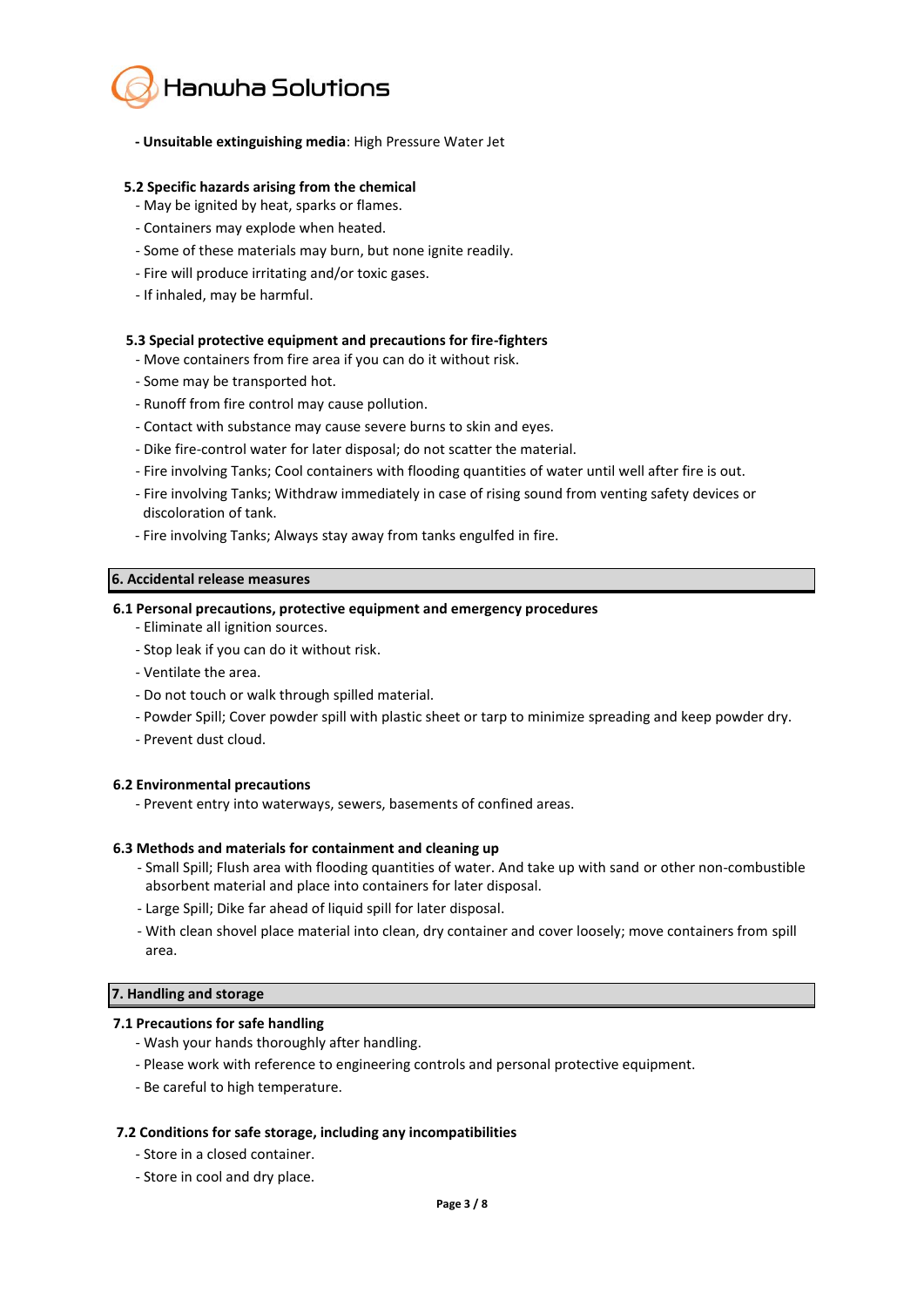- **Unsuitable extinguishing media**: High Pressure Water Jet

### 5.2 Specific hazards arising from the chemical

- May be ignited by heat, sparks or flames.
- Containers may explode when heated.
- Some of these materials may burn, but none ignite readily.
- Fire will produce irritating and/or toxic gases.
- If inhaled, may be harmful.

### 5.3 Special protective equipment and precautions for fire-fighters

- Move containers from fire area if you can do it without risk.
- Some may be transported hot.
- Runoff from fire control may cause pollution.
- Contact with substance may cause severe burns to skin and eyes.
- Dike fire-control water for later disposal; do not scatter the material.
- Fire involving Tanks; Cool containers with flooding quantities of water until well after fire is out.
- Fire involving Tanks; Withdraw immediately in case of rising sound from venting safety devices or discoloration of tank.
- Fire involving Tanks; Always stay away from tanks engulfed in fire.

## 6. Accidental release measures

### 6.1 Personal precautions, protective equipment and emergency procedures

- Eliminate all ignition sources.
- Stop leak if you can do it without risk.
- Ventilate the area.
- Do not touch or walk through spilled material.
- Powder Spill; Cover powder spill with plastic sheet or tarp to minimize spreading and keep powder dry.
- Prevent dust cloud.

### 6.2 Environmental precautions

- Prevent entry into waterways, sewers, basements of confined areas.

### 6.3 Methods and materials for containment and cleaning up

- Small Spill; Flush area with flooding quantities of water. And take up with sand or other non-combustible absorbent material and place into containers for later disposal.
- Large Spill; Dike far ahead of liquid spill for later disposal.
- With clean shovel place material into clean, dry container and cover loosely; move containers from spill area.

## 7. Handling and storage

### 7.1 Precautions for safe handling

- Wash your hands thoroughly after handling.
- Please work with reference to engineering controls and personal protective equipment.
- Be careful to high temperature.

### 7.2 Conditions for safe storage, including any incompatibilities

- Store in a closed container.
- Store in cool and dry place.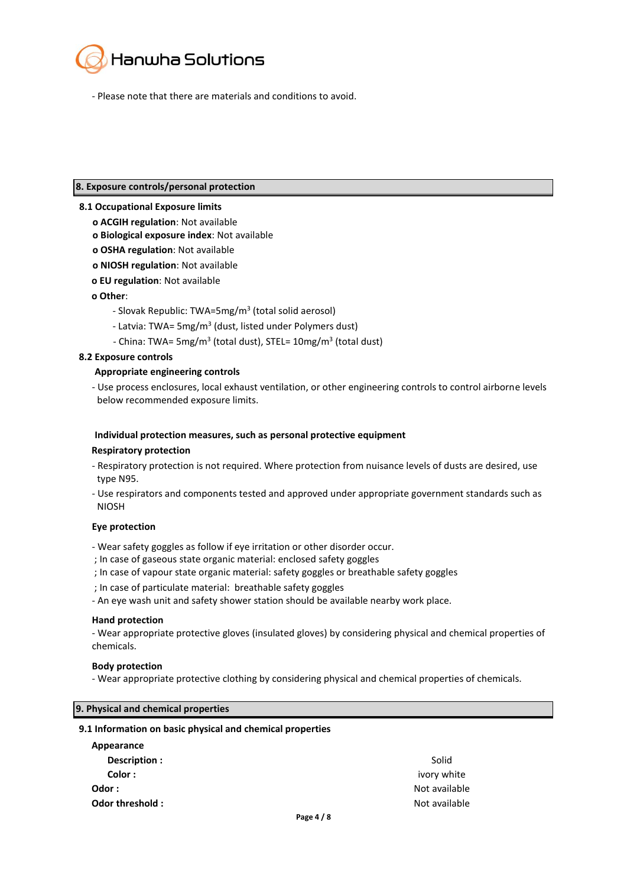- Please note that there are materials and conditions to avoid.

## 8. Exposure controls/personal protection

### 8.1 Occupational Exposure limits

- **ACGIH regulation**: Not available
- **Biological exposure index**: Not available
- **OSHA regulation**: Not available
- **NIOSH regulation**: Not available
- **EU regulation**: Not available
- **Other**:
  - Slovak Republic: TWA=5mg/$m^3$ (total solid aerosol)
  - Latvia: TWA= 5mg/$m^3$ (dust, listed under Polymers dust)
  - China: TWA= 5mg/$m^3$ (total dust), STEL= 10mg/$m^3$ (total dust)

### 8.2 Exposure controls

**Appropriate engineering controls**

- Use process enclosures, local exhaust ventilation, or other engineering controls to control airborne levels below recommended exposure limits.

**Individual protection measures, such as personal protective equipment**

**Respiratory protection**

- Respiratory protection is not required. Where protection from nuisance levels of dusts are desired, use type N95.
- Use respirators and components tested and approved under appropriate government standards such as NIOSH

**Eye protection**

- Wear safety goggles as follow if eye irritation or other disorder occur.

; In case of gaseous state organic material: enclosed safety goggles

; In case of vapour state organic material: safety goggles or breathable safety goggles

; In case of particulate material: breathable safety goggles

- An eye wash unit and safety shower station should be available nearby work place.

**Hand protection**

- Wear appropriate protective gloves (insulated gloves) by considering physical and chemical properties of chemicals.

**Body protection**

- Wear appropriate protective clothing by considering physical and chemical properties of chemicals.

## 9. Physical and chemical properties

### 9.1 Information on basic physical and chemical properties

**Appearance**

| | |
|---|---|
| **Description :** | Solid |
| **Color :** | ivory white |
| **Odor :** | Not available |
| **Odor threshold :** | Not available |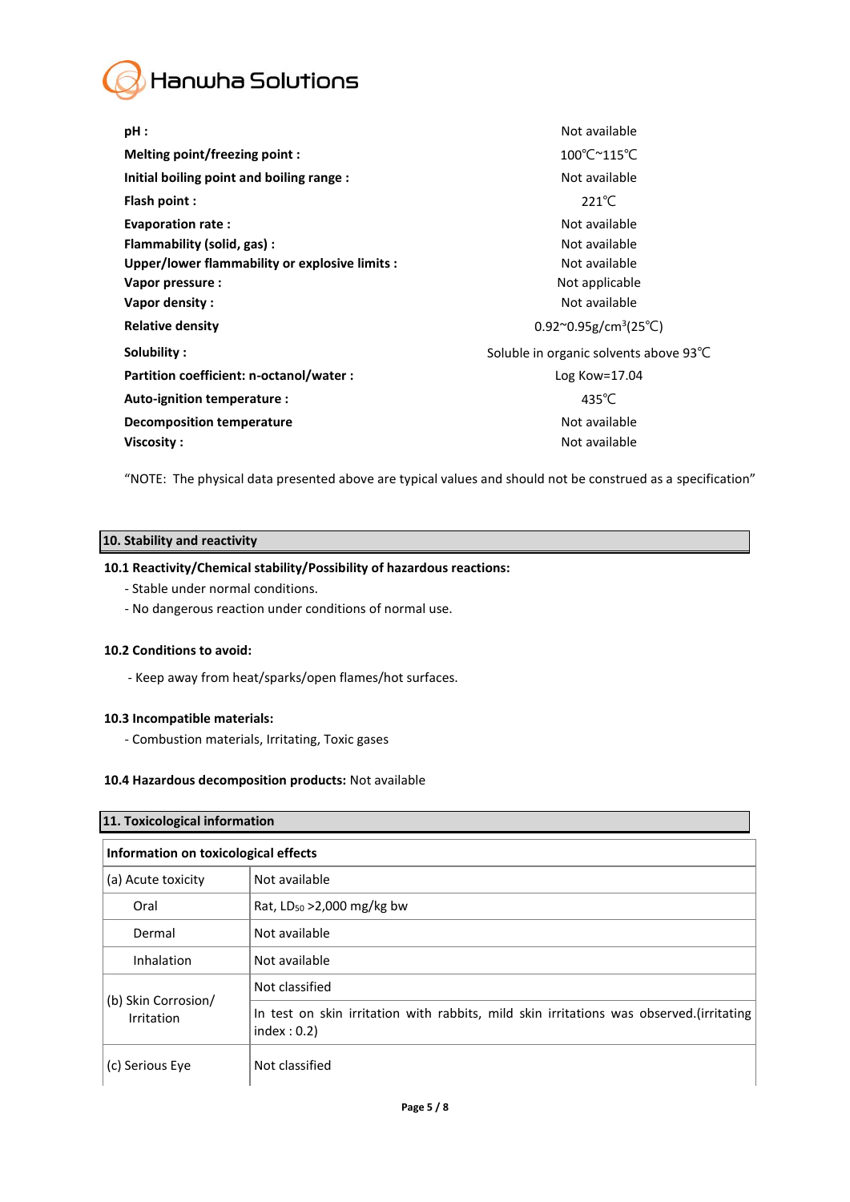| | |
|---|---|
| **pH :** | Not available |
| **Melting point/freezing point :** | 100℃~115℃ |
| **Initial boiling point and boiling range :** | Not available |
| **Flash point :** | 221℃ |
| **Evaporation rate :** | Not available |
| **Flammability (solid, gas) :** | Not available |
| **Upper/lower flammability or explosive limits :** | Not available |
| **Vapor pressure :** | Not applicable |
| **Vapor density :** | Not available |
| **Relative density** | 0.92~0.95g/$cm^3$(25℃) |
| **Solubility :** | Soluble in organic solvents above 93℃ |
| **Partition coefficient: n-octanol/water :** | Log Kow=17.04 |
| **Auto-ignition temperature :** | 435℃ |
| **Decomposition temperature** | Not available |
| **Viscosity :** | Not available |

"NOTE: The physical data presented above are typical values and should not be construed as a specification"

## 10. Stability and reactivity

**10.1 Reactivity/Chemical stability/Possibility of hazardous reactions:**

- Stable under normal conditions.
- No dangerous reaction under conditions of normal use.

**10.2 Conditions to avoid:**

- Keep away from heat/sparks/open flames/hot surfaces.

**10.3 Incompatible materials:**

- Combustion materials, Irritating, Toxic gases

**10.4 Hazardous decomposition products:** Not available

## 11. Toxicological information

| **Information on toxicological effects** | |
|---|---|
| (a) Acute toxicity | Not available |
| Oral | Rat, $LD_{50}$ >2,000 mg/kg bw |
| Dermal | Not available |
| Inhalation | Not available |
| (b) Skin Corrosion/ Irritation | Not classified |
| | In test on skin irritation with rabbits, mild skin irritations was observed.(irritating index : 0.2) |
| (c) Serious Eye | Not classified |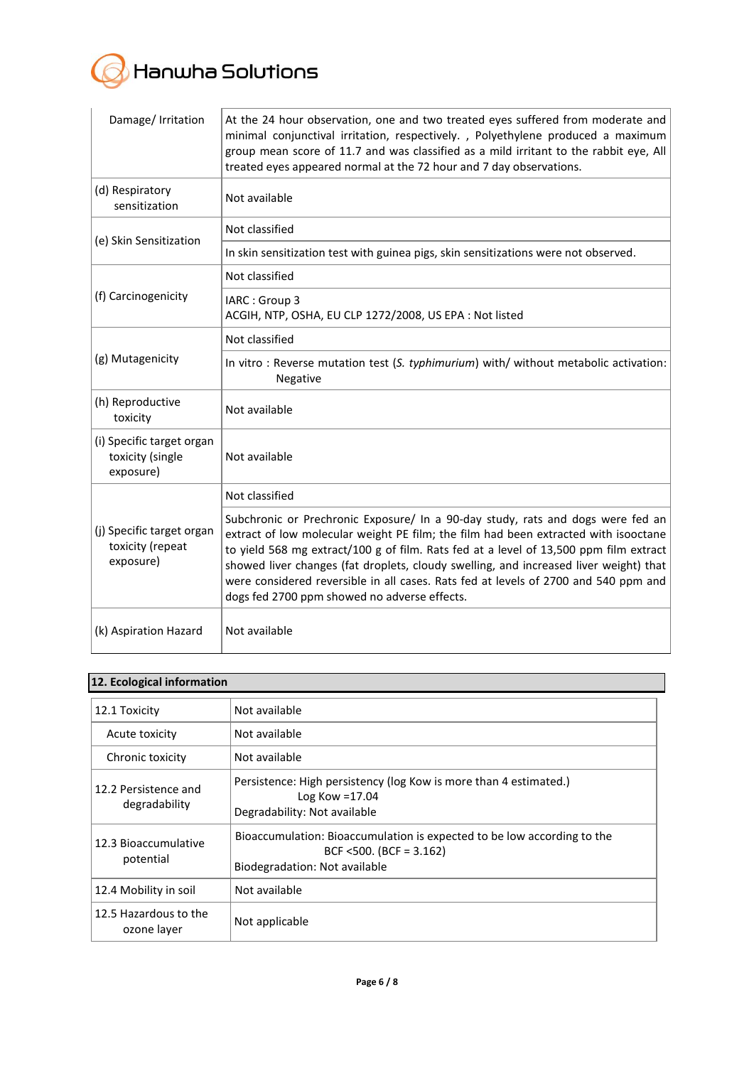| | |
|---|---|
| Damage/ Irritation | At the 24 hour observation, one and two treated eyes suffered from moderate and minimal conjunctival irritation, respectively. , Polyethylene produced a maximum group mean score of 11.7 and was classified as a mild irritant to the rabbit eye, All treated eyes appeared normal at the 72 hour and 7 day observations. |
| (d) Respiratory sensitization | Not available |
| (e) Skin Sensitization | Not classified |
| | In skin sensitization test with guinea pigs, skin sensitizations were not observed. |
| (f) Carcinogenicity | Not classified |
| | IARC : Group 3<br>ACGIH, NTP, OSHA, EU CLP 1272/2008, US EPA : Not listed |
| (g) Mutagenicity | Not classified |
| | In vitro : Reverse mutation test (*S. typhimurium*) with/ without metabolic activation: Negative |
| (h) Reproductive toxicity | Not available |
| (i) Specific target organ toxicity (single exposure) | Not available |
| (j) Specific target organ toxicity (repeat exposure) | Not classified |
| | Subchronic or Prechronic Exposure/ In a 90-day study, rats and dogs were fed an extract of low molecular weight PE film; the film had been extracted with isooctane to yield 568 mg extract/100 g of film. Rats fed at a level of 13,500 ppm film extract showed liver changes (fat droplets, cloudy swelling, and increased liver weight) that were considered reversible in all cases. Rats fed at levels of 2700 and 540 ppm and dogs fed 2700 ppm showed no adverse effects. |
| (k) Aspiration Hazard | Not available |

## 12. Ecological information

| | |
|---|---|
| 12.1 Toxicity | Not available |
| Acute toxicity | Not available |
| Chronic toxicity | Not available |
| 12.2 Persistence and degradability | Persistence: High persistency (log Kow is more than 4 estimated.)<br>Log Kow =17.04<br>Degradability: Not available |
| 12.3 Bioaccumulative potential | Bioaccumulation: Bioaccumulation is expected to be low according to the BCF <500. (BCF = 3.162)<br>Biodegradation: Not available |
| 12.4 Mobility in soil | Not available |
| 12.5 Hazardous to the ozone layer | Not applicable |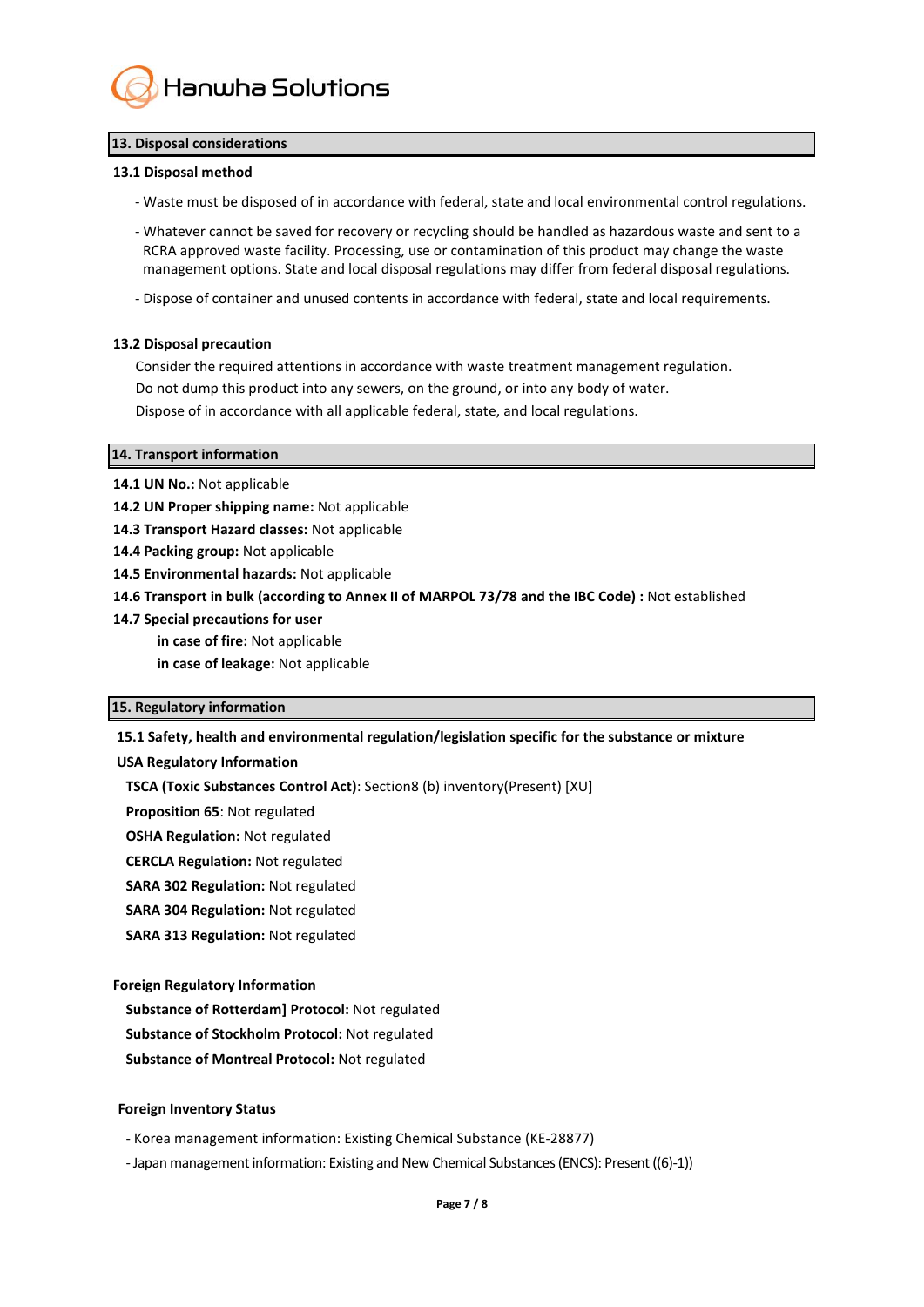## 13. Disposal considerations

### 13.1 Disposal method

- Waste must be disposed of in accordance with federal, state and local environmental control regulations.
- Whatever cannot be saved for recovery or recycling should be handled as hazardous waste and sent to a RCRA approved waste facility. Processing, use or contamination of this product may change the waste management options. State and local disposal regulations may differ from federal disposal regulations.
- Dispose of container and unused contents in accordance with federal, state and local requirements.

### 13.2 Disposal precaution

Consider the required attentions in accordance with waste treatment management regulation.
Do not dump this product into any sewers, on the ground, or into any body of water.
Dispose of in accordance with all applicable federal, state, and local regulations.

## 14. Transport information

**14.1 UN No.:** Not applicable
**14.2 UN Proper shipping name:** Not applicable
**14.3 Transport Hazard classes:** Not applicable
**14.4 Packing group:** Not applicable
**14.5 Environmental hazards:** Not applicable
**14.6 Transport in bulk (according to Annex II of MARPOL 73/78 and the IBC Code) :** Not established
**14.7 Special precautions for user**

**in case of fire:** Not applicable
**in case of leakage:** Not applicable

## 15. Regulatory information

**15.1 Safety, health and environmental regulation/legislation specific for the substance or mixture**

**USA Regulatory Information**

**TSCA (Toxic Substances Control Act)**: Section8 (b) inventory(Present) [XU]
**Proposition 65**: Not regulated
**OSHA Regulation:** Not regulated
**CERCLA Regulation:** Not regulated
**SARA 302 Regulation:** Not regulated
**SARA 304 Regulation:** Not regulated
**SARA 313 Regulation:** Not regulated

**Foreign Regulatory Information**

**Substance of Rotterdam] Protocol:** Not regulated
**Substance of Stockholm Protocol:** Not regulated
**Substance of Montreal Protocol:** Not regulated

**Foreign Inventory Status**

- Korea management information: Existing Chemical Substance (KE-28877)
- Japan management information: Existing and New Chemical Substances (ENCS): Present ((6)-1))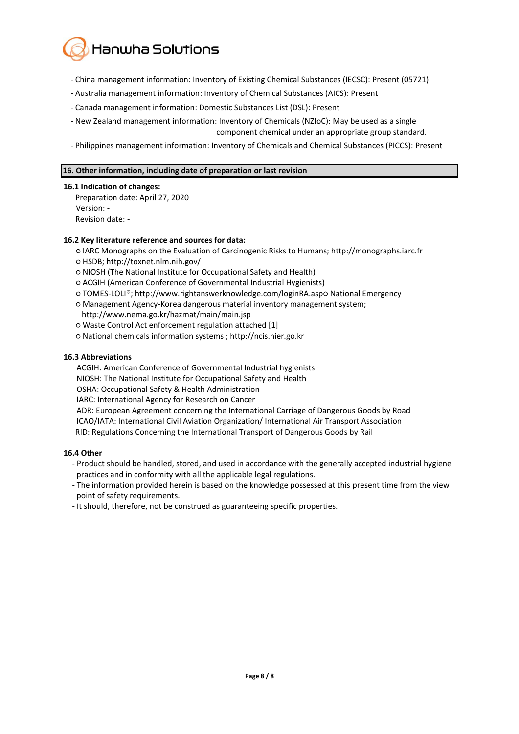- China management information: Inventory of Existing Chemical Substances (IECSC): Present (05721)
- Australia management information: Inventory of Chemical Substances (AICS): Present
- Canada management information: Domestic Substances List (DSL): Present
- New Zealand management information: Inventory of Chemicals (NZIoC): May be used as a single component chemical under an appropriate group standard.
- Philippines management information: Inventory of Chemicals and Chemical Substances (PICCS): Present

## 16. Other information, including date of preparation or last revision

### 16.1 Indication of changes:

Preparation date: April 27, 2020
Version: -
Revision date: -

### 16.2 Key literature reference and sources for data:

- ㅇ IARC Monographs on the Evaluation of Carcinogenic Risks to Humans; http://monographs.iarc.fr
- ㅇ HSDB; http://toxnet.nlm.nih.gov/
- ㅇ NIOSH (The National Institute for Occupational Safety and Health)
- ㅇ ACGIH (American Conference of Governmental Industrial Hygienists)
- ㅇ TOMES-LOLI®; http://www.rightanswerknowledge.com/loginRA.aspㅇ National Emergency
- ㅇ Management Agency-Korea dangerous material inventory management system; http://www.nema.go.kr/hazmat/main/main.jsp
- ㅇ Waste Control Act enforcement regulation attached [1]
- ㅇ National chemicals information systems ; http://ncis.nier.go.kr

### 16.3 Abbreviations

ACGIH: American Conference of Governmental Industrial hygienists
NIOSH: The National Institute for Occupational Safety and Health
OSHA: Occupational Safety & Health Administration
IARC: International Agency for Research on Cancer
ADR: European Agreement concerning the International Carriage of Dangerous Goods by Road
ICAO/IATA: International Civil Aviation Organization/ International Air Transport Association
RID: Regulations Concerning the International Transport of Dangerous Goods by Rail

### 16.4 Other

- Product should be handled, stored, and used in accordance with the generally accepted industrial hygiene practices and in conformity with all the applicable legal regulations.
- The information provided herein is based on the knowledge possessed at this present time from the view point of safety requirements.
- It should, therefore, not be construed as guaranteeing specific properties.